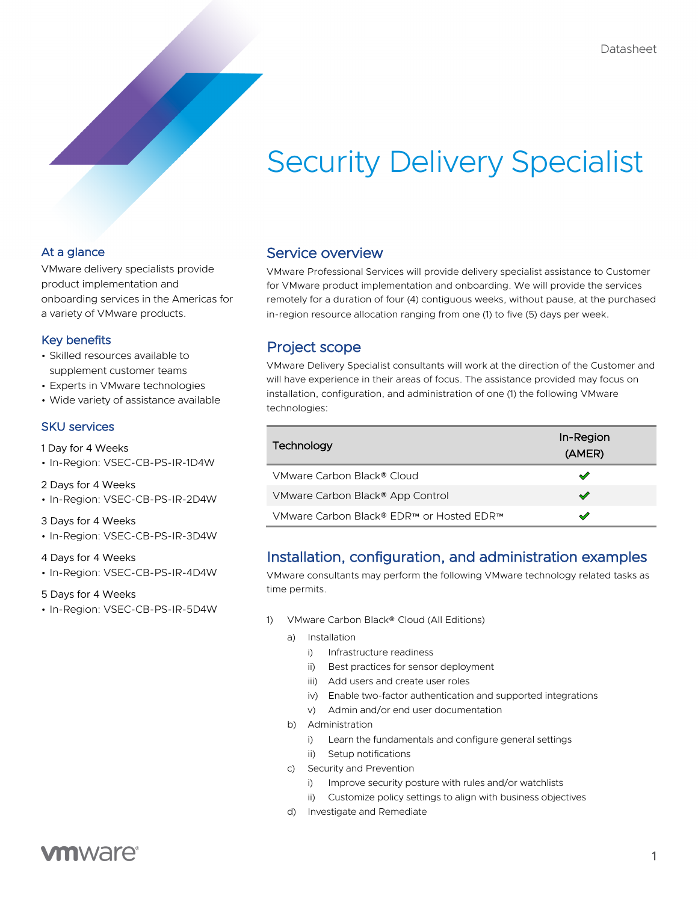Datasheet

# Security Delivery Specialist

## At a glance

VMware delivery specialists provide product implementation and onboarding services in the Americas for a variety of VMware products.

## Key benefits

- Skilled resources available to supplement customer teams
- Experts in VMware technologies
- Wide variety of assistance available

## SKU services

1 Day for 4 Weeks
- In-Region: VSEC-CB-PS-IR-1D4W

2 Days for 4 Weeks
- In-Region: VSEC-CB-PS-IR-2D4W

3 Days for 4 Weeks
- In-Region: VSEC-CB-PS-IR-3D4W

4 Days for 4 Weeks
- In-Region: VSEC-CB-PS-IR-4D4W

5 Days for 4 Weeks
- In-Region: VSEC-CB-PS-IR-5D4W

## Service overview

VMware Professional Services will provide delivery specialist assistance to Customer for VMware product implementation and onboarding. We will provide the services remotely for a duration of four (4) contiguous weeks, without pause, at the purchased in-region resource allocation ranging from one (1) to five (5) days per week.

## Project scope

VMware Delivery Specialist consultants will work at the direction of the Customer and will have experience in their areas of focus. The assistance provided may focus on installation, configuration, and administration of one (1) the following VMware technologies:

| Technology | In-Region (AMER) |
|---|---|
| VMware Carbon Black® Cloud | ✔ |
| VMware Carbon Black® App Control | ✔ |
| VMware Carbon Black® EDR™ or Hosted EDR™ | ✔ |

## Installation, configuration, and administration examples

VMware consultants may perform the following VMware technology related tasks as time permits.

1) VMware Carbon Black® Cloud (All Editions)
   a) Installation
      i) Infrastructure readiness
      ii) Best practices for sensor deployment
      iii) Add users and create user roles
      iv) Enable two-factor authentication and supported integrations
      v) Admin and/or end user documentation
   b) Administration
      i) Learn the fundamentals and configure general settings
      ii) Setup notifications
   c) Security and Prevention
      i) Improve security posture with rules and/or watchlists
      ii) Customize policy settings to align with business objectives
   d) Investigate and Remediate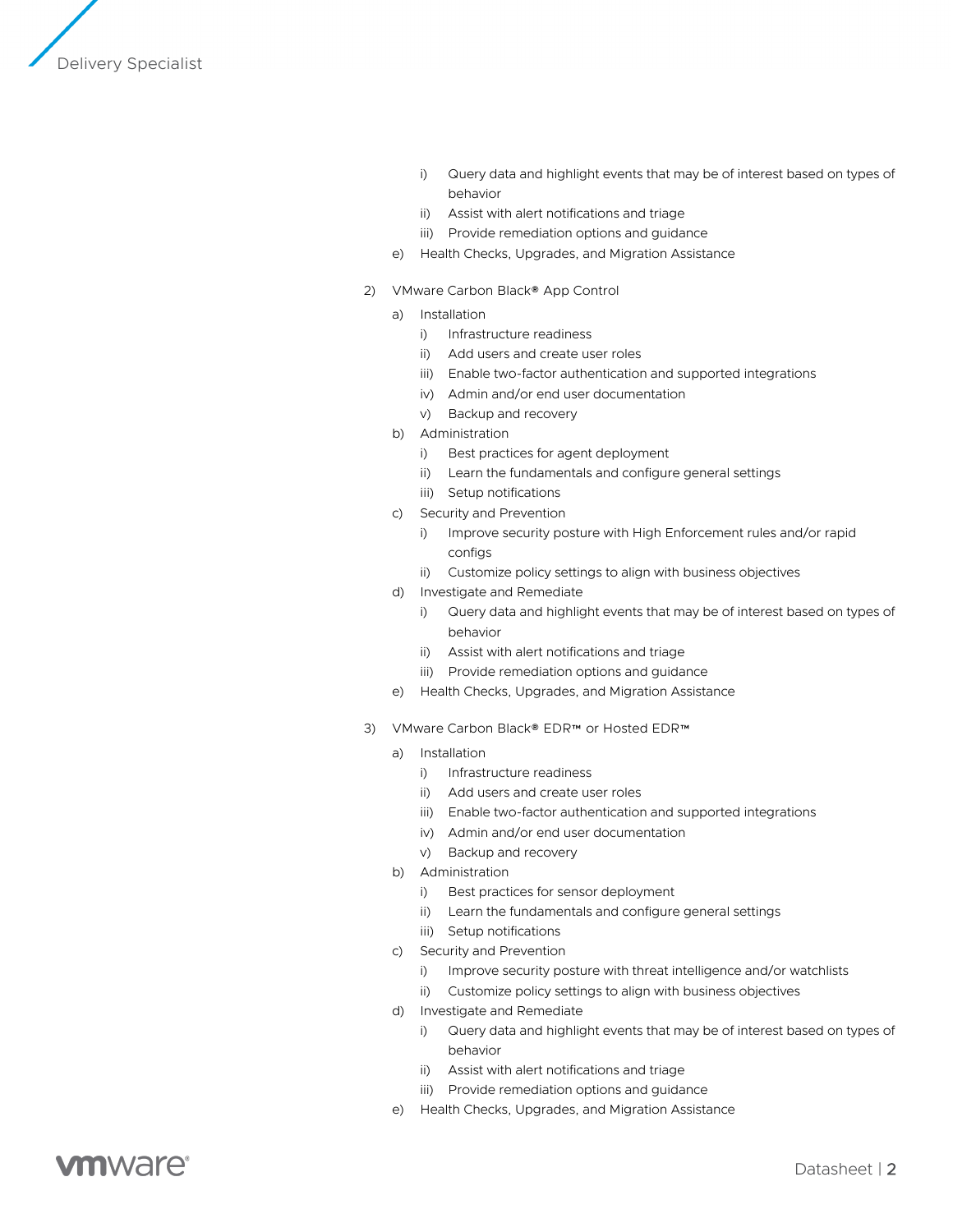- i) Query data and highlight events that may be of interest based on types of behavior
   - ii) Assist with alert notifications and triage
   - iii) Provide remediation options and guidance
- e) Health Checks, Upgrades, and Migration Assistance

2) VMware Carbon Black® App Control
   - a) Installation
     - i) Infrastructure readiness
     - ii) Add users and create user roles
     - iii) Enable two-factor authentication and supported integrations
     - iv) Admin and/or end user documentation
     - v) Backup and recovery
   - b) Administration
     - i) Best practices for agent deployment
     - ii) Learn the fundamentals and configure general settings
     - iii) Setup notifications
   - c) Security and Prevention
     - i) Improve security posture with High Enforcement rules and/or rapid configs
     - ii) Customize policy settings to align with business objectives
   - d) Investigate and Remediate
     - i) Query data and highlight events that may be of interest based on types of behavior
     - ii) Assist with alert notifications and triage
     - iii) Provide remediation options and guidance
   - e) Health Checks, Upgrades, and Migration Assistance

3) VMware Carbon Black® EDR™ or Hosted EDR™
   - a) Installation
     - i) Infrastructure readiness
     - ii) Add users and create user roles
     - iii) Enable two-factor authentication and supported integrations
     - iv) Admin and/or end user documentation
     - v) Backup and recovery
   - b) Administration
     - i) Best practices for sensor deployment
     - ii) Learn the fundamentals and configure general settings
     - iii) Setup notifications
   - c) Security and Prevention
     - i) Improve security posture with threat intelligence and/or watchlists
     - ii) Customize policy settings to align with business objectives
   - d) Investigate and Remediate
     - i) Query data and highlight events that may be of interest based on types of behavior
     - ii) Assist with alert notifications and triage
     - iii) Provide remediation options and guidance
   - e) Health Checks, Upgrades, and Migration Assistance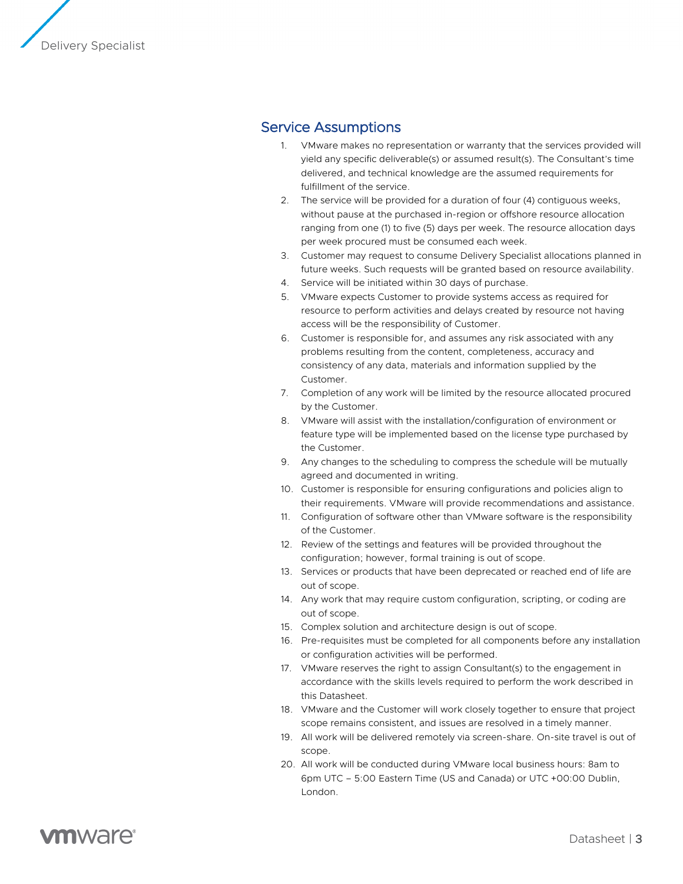## Service Assumptions

1. VMware makes no representation or warranty that the services provided will yield any specific deliverable(s) or assumed result(s). The Consultant's time delivered, and technical knowledge are the assumed requirements for fulfillment of the service.
2. The service will be provided for a duration of four (4) contiguous weeks, without pause at the purchased in-region or offshore resource allocation ranging from one (1) to five (5) days per week. The resource allocation days per week procured must be consumed each week.
3. Customer may request to consume Delivery Specialist allocations planned in future weeks. Such requests will be granted based on resource availability.
4. Service will be initiated within 30 days of purchase.
5. VMware expects Customer to provide systems access as required for resource to perform activities and delays created by resource not having access will be the responsibility of Customer.
6. Customer is responsible for, and assumes any risk associated with any problems resulting from the content, completeness, accuracy and consistency of any data, materials and information supplied by the Customer.
7. Completion of any work will be limited by the resource allocated procured by the Customer.
8. VMware will assist with the installation/configuration of environment or feature type will be implemented based on the license type purchased by the Customer.
9. Any changes to the scheduling to compress the schedule will be mutually agreed and documented in writing.
10. Customer is responsible for ensuring configurations and policies align to their requirements. VMware will provide recommendations and assistance.
11. Configuration of software other than VMware software is the responsibility of the Customer.
12. Review of the settings and features will be provided throughout the configuration; however, formal training is out of scope.
13. Services or products that have been deprecated or reached end of life are out of scope.
14. Any work that may require custom configuration, scripting, or coding are out of scope.
15. Complex solution and architecture design is out of scope.
16. Pre-requisites must be completed for all components before any installation or configuration activities will be performed.
17. VMware reserves the right to assign Consultant(s) to the engagement in accordance with the skills levels required to perform the work described in this Datasheet.
18. VMware and the Customer will work closely together to ensure that project scope remains consistent, and issues are resolved in a timely manner.
19. All work will be delivered remotely via screen-share. On-site travel is out of scope.
20. All work will be conducted during VMware local business hours: 8am to 6pm UTC – 5:00 Eastern Time (US and Canada) or UTC +00:00 Dublin, London.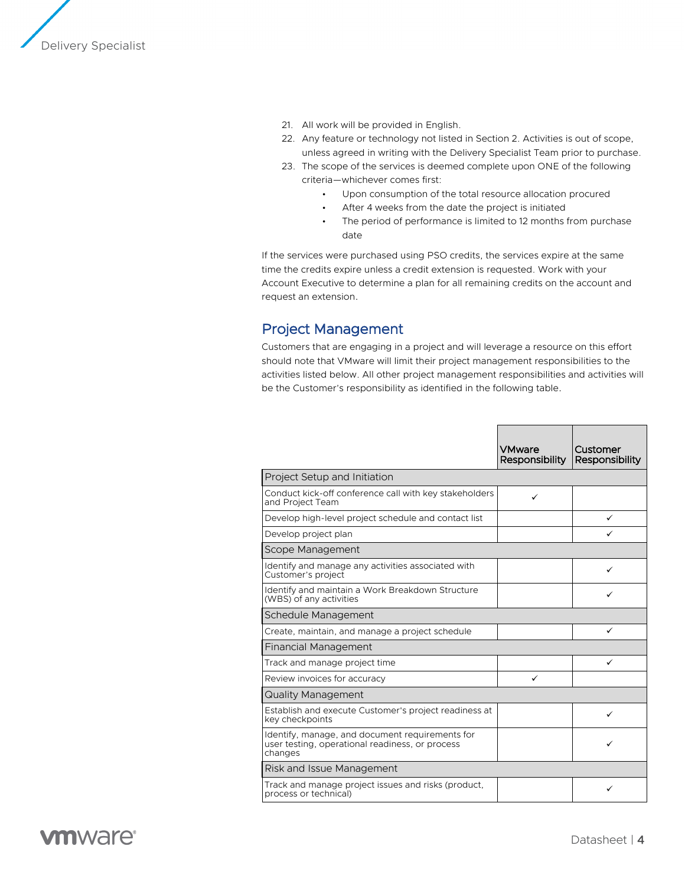21. All work will be provided in English.
22. Any feature or technology not listed in Section 2. Activities is out of scope, unless agreed in writing with the Delivery Specialist Team prior to purchase.
23. The scope of the services is deemed complete upon ONE of the following criteria—whichever comes first:
    - Upon consumption of the total resource allocation procured
    - After 4 weeks from the date the project is initiated
    - The period of performance is limited to 12 months from purchase date

If the services were purchased using PSO credits, the services expire at the same time the credits expire unless a credit extension is requested. Work with your Account Executive to determine a plan for all remaining credits on the account and request an extension.

## Project Management

Customers that are engaging in a project and will leverage a resource on this effort should note that VMware will limit their project management responsibilities to the activities listed below. All other project management responsibilities and activities will be the Customer's responsibility as identified in the following table.

| | VMware Responsibility | Customer Responsibility |
|---|---|---|
| **Project Setup and Initiation** | | |
| Conduct kick-off conference call with key stakeholders and Project Team | ✓ | |
| Develop high-level project schedule and contact list | | ✓ |
| Develop project plan | | ✓ |
| **Scope Management** | | |
| Identify and manage any activities associated with Customer's project | | ✓ |
| Identify and maintain a Work Breakdown Structure (WBS) of any activities | | ✓ |
| **Schedule Management** | | |
| Create, maintain, and manage a project schedule | | ✓ |
| **Financial Management** | | |
| Track and manage project time | | ✓ |
| Review invoices for accuracy | ✓ | |
| **Quality Management** | | |
| Establish and execute Customer's project readiness at key checkpoints | | ✓ |
| Identify, manage, and document requirements for user testing, operational readiness, or process changes | | ✓ |
| **Risk and Issue Management** | | |
| Track and manage project issues and risks (product, process or technical) | | ✓ |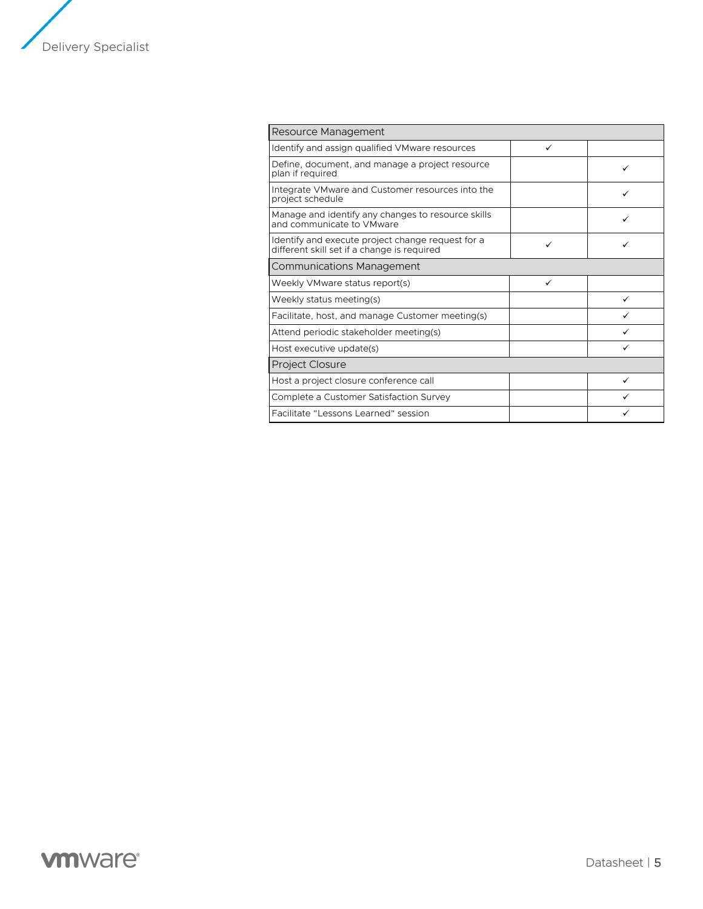| Resource Management | | |
|---|---|---|
| Identify and assign qualified VMware resources | ✓ | |
| Define, document, and manage a project resource plan if required | | ✓ |
| Integrate VMware and Customer resources into the project schedule | | ✓ |
| Manage and identify any changes to resource skills and communicate to VMware | | ✓ |
| Identify and execute project change request for a different skill set if a change is required | ✓ | ✓ |
| **Communications Management** | | |
| Weekly VMware status report(s) | ✓ | |
| Weekly status meeting(s) | | ✓ |
| Facilitate, host, and manage Customer meeting(s) | | ✓ |
| Attend periodic stakeholder meeting(s) | | ✓ |
| Host executive update(s) | | ✓ |
| **Project Closure** | | |
| Host a project closure conference call | | ✓ |
| Complete a Customer Satisfaction Survey | | ✓ |
| Facilitate "Lessons Learned" session | | ✓ |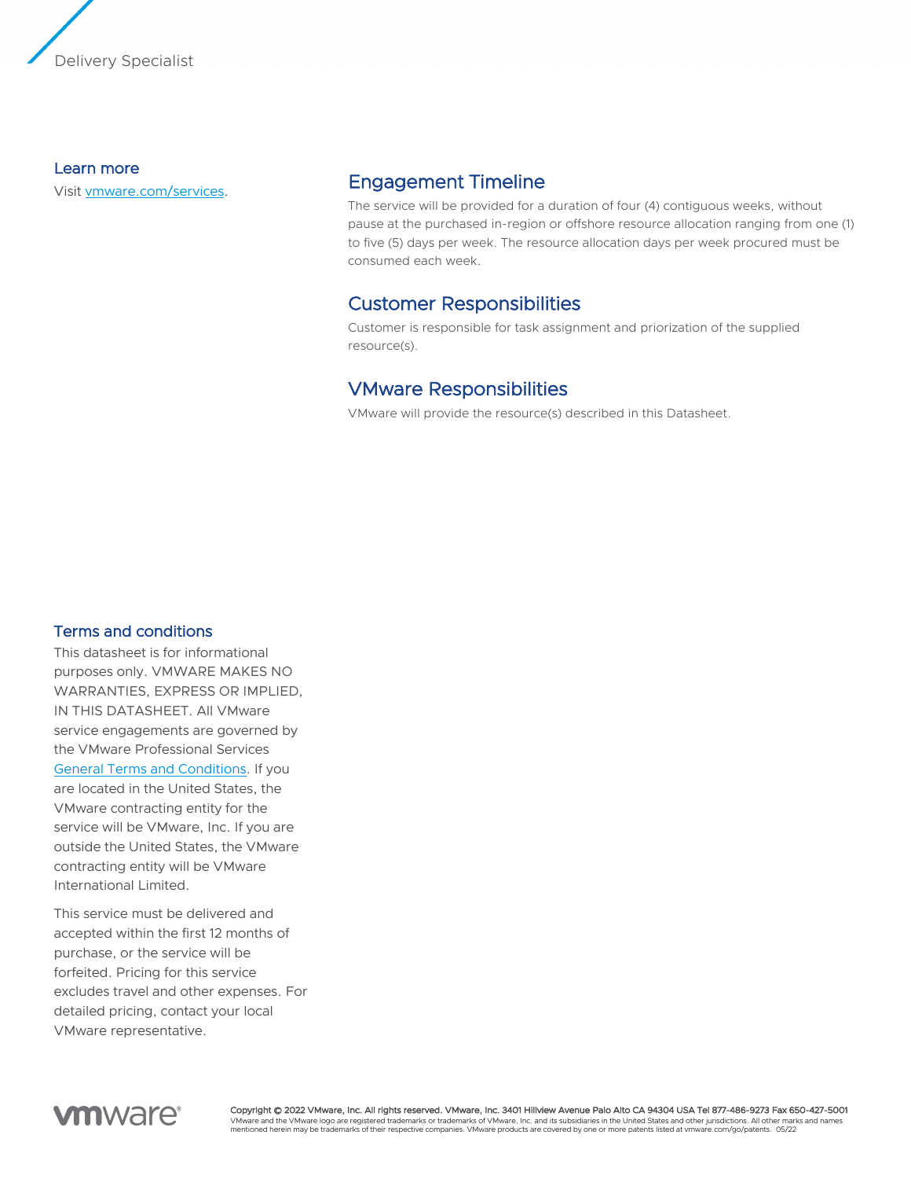## Learn more

Visit vmware.com/services.

## Engagement Timeline

The service will be provided for a duration of four (4) contiguous weeks, without pause at the purchased in-region or offshore resource allocation ranging from one (1) to five (5) days per week. The resource allocation days per week procured must be consumed each week.

## Customer Responsibilities

Customer is responsible for task assignment and priorization of the supplied resource(s).

## VMware Responsibilities

VMware will provide the resource(s) described in this Datasheet.

## Terms and conditions

This datasheet is for informational purposes only. VMWARE MAKES NO WARRANTIES, EXPRESS OR IMPLIED, IN THIS DATASHEET. All VMware service engagements are governed by the VMware Professional Services General Terms and Conditions. If you are located in the United States, the VMware contracting entity for the service will be VMware, Inc. If you are outside the United States, the VMware contracting entity will be VMware International Limited.

This service must be delivered and accepted within the first 12 months of purchase, or the service will be forfeited. Pricing for this service excludes travel and other expenses. For detailed pricing, contact your local VMware representative.

Copyright © 2022 VMware, Inc. All rights reserved. VMware, Inc. 3401 Hillview Avenue Palo Alto CA 94304 USA Tel 877-486-9273 Fax 650-427-5001 VMware and the VMware logo are registered trademarks or trademarks of VMware, Inc. and its subsidiaries in the United States and other jurisdictions. All other marks and names mentioned herein may be trademarks of their respective companies. VMware products are covered by one or more patents listed at vmware.com/go/patents. 05/22